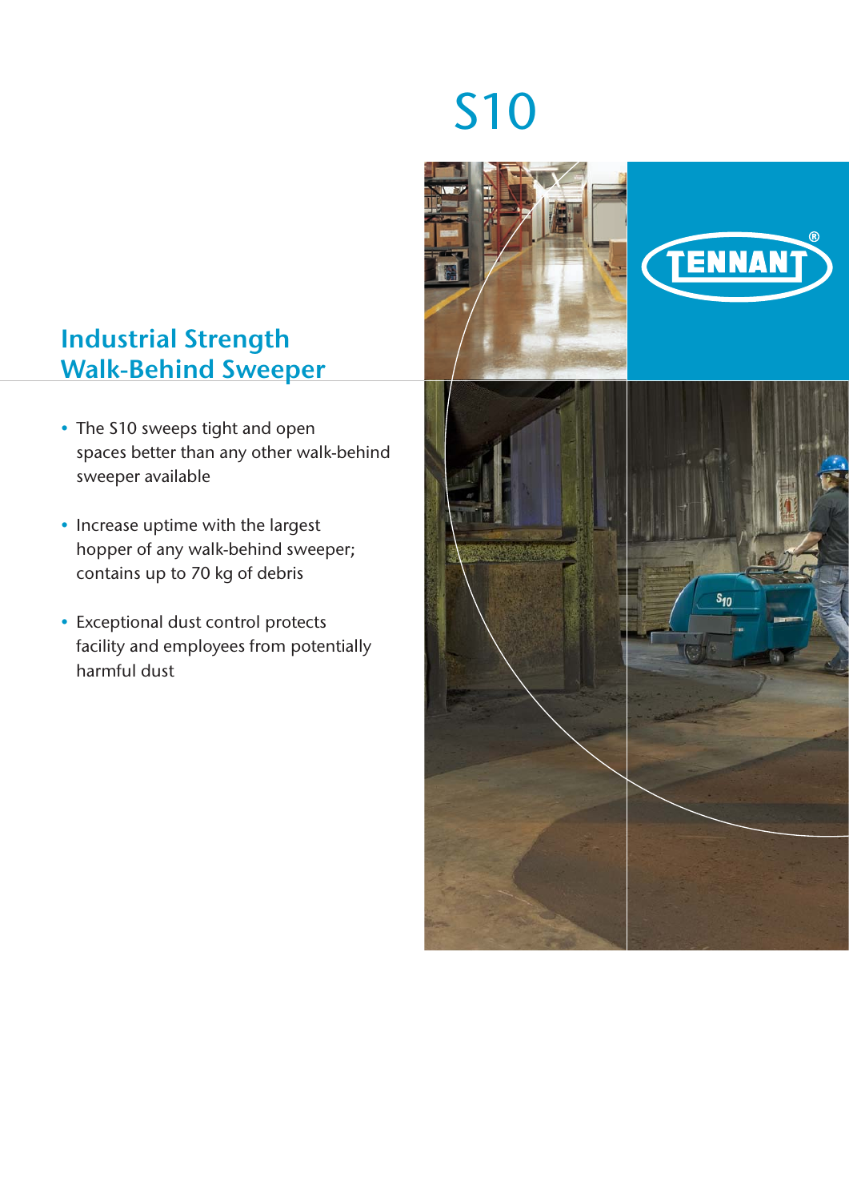# S10

## Industrial Strength Walk-Behind Sweeper

- The S10 sweeps tight and open spaces better than any other walk-behind sweeper available
- Increase uptime with the largest hopper of any walk-behind sweeper; contains up to 70 kg of debris
- Exceptional dust control protects facility and employees from potentially harmful dust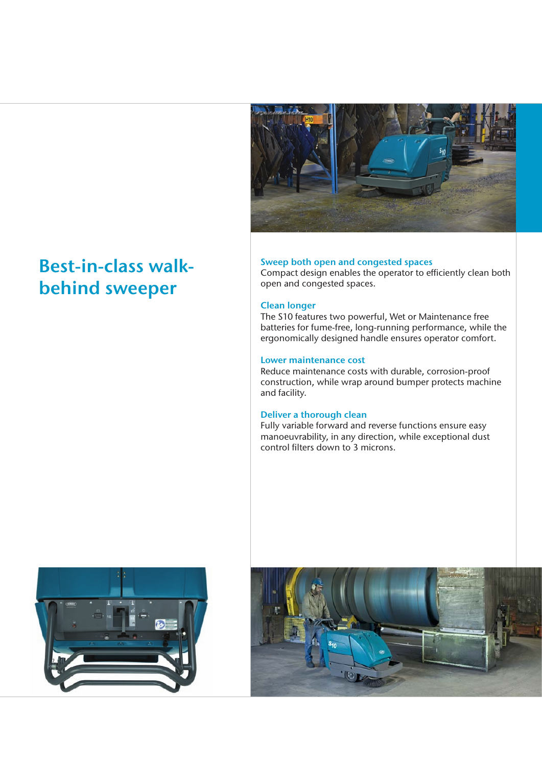# Best-in-class walk-behind sweeper

### Sweep both open and congested spaces

Compact design enables the operator to efficiently clean both open and congested spaces.

### Clean longer

The S10 features two powerful, Wet or Maintenance free batteries for fume-free, long-running performance, while the ergonomically designed handle ensures operator comfort.

### Lower maintenance cost

Reduce maintenance costs with durable, corrosion-proof construction, while wrap around bumper protects machine and facility.

### Deliver a thorough clean

Fully variable forward and reverse functions ensure easy manoeuvrability, in any direction, while exceptional dust control filters down to 3 microns.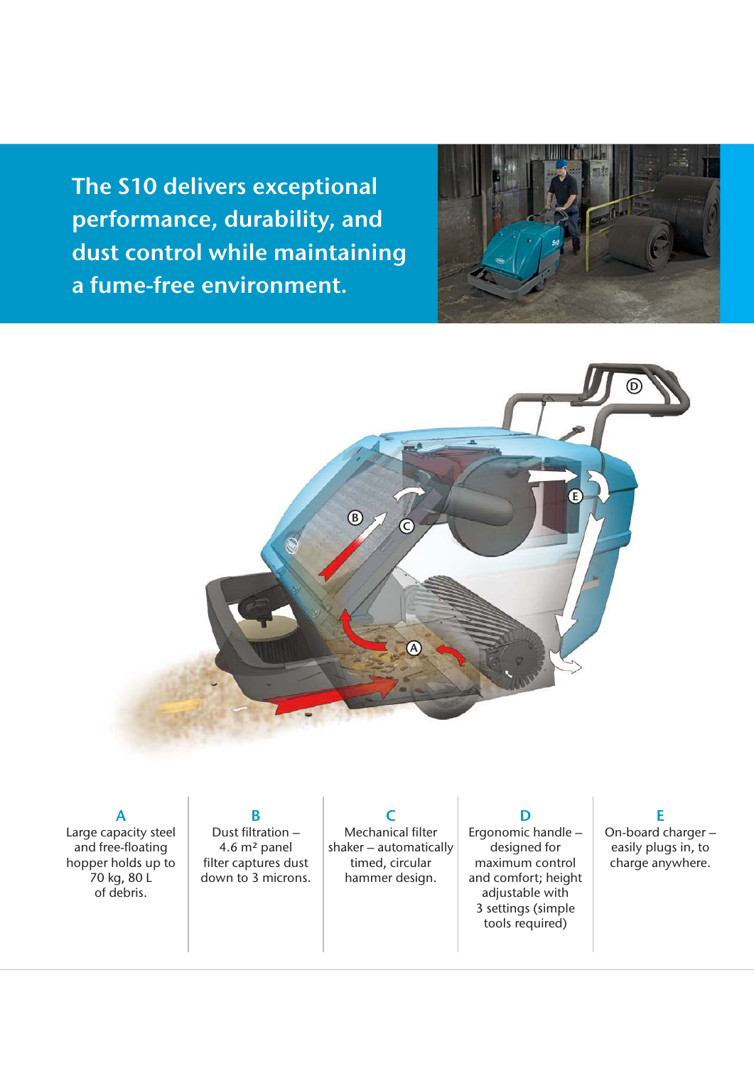## The S10 delivers exceptional performance, durability, and dust control while maintaining a fume-free environment.

**A**

Large capacity steel and free-floating hopper holds up to 70 kg, 80 L of debris.

**B**

Dust filtration – 4.6 m² panel filter captures dust down to 3 microns.

**C**

Mechanical filter shaker – automatically timed, circular hammer design.

**D**

Ergonomic handle – designed for maximum control and comfort; height adjustable with 3 settings (simple tools required)

**E**

On-board charger – easily plugs in, to charge anywhere.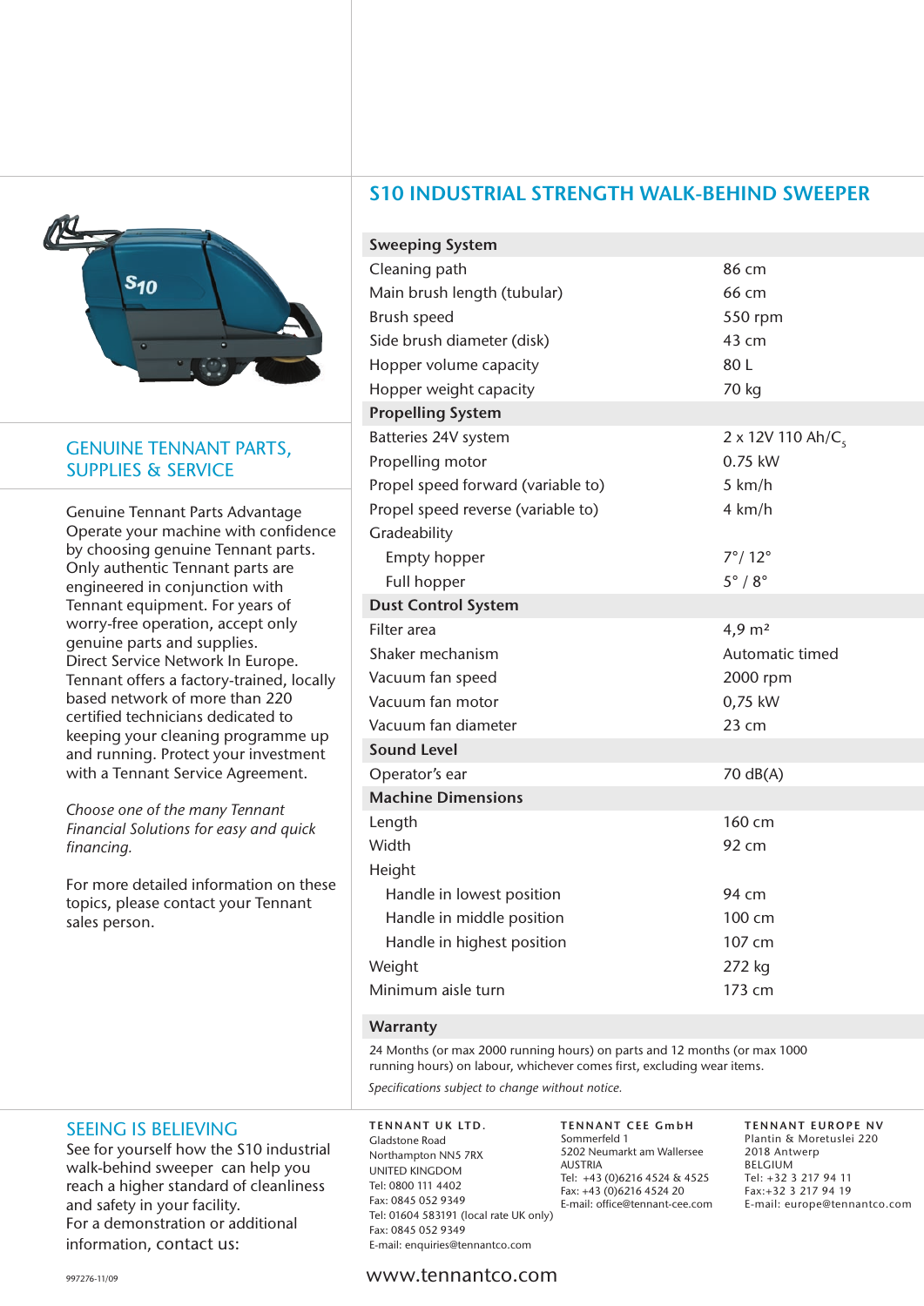## GENUINE TENNANT PARTS, SUPPLIES & SERVICE

Genuine Tennant Parts Advantage
Operate your machine with confidence by choosing genuine Tennant parts. Only authentic Tennant parts are engineered in conjunction with Tennant equipment. For years of worry-free operation, accept only genuine parts and supplies.
Direct Service Network In Europe.
Tennant offers a factory-trained, locally based network of more than 220 certified technicians dedicated to keeping your cleaning programme up and running. Protect your investment with a Tennant Service Agreement.

*Choose one of the many Tennant Financial Solutions for easy and quick financing.*

For more detailed information on these topics, please contact your Tennant sales person.

## S10 INDUSTRIAL STRENGTH WALK-BEHIND SWEEPER

| | |
|---|---|
| **Sweeping System** | |
| Cleaning path | 86 cm |
| Main brush length (tubular) | 66 cm |
| Brush speed | 550 rpm |
| Side brush diameter (disk) | 43 cm |
| Hopper volume capacity | 80 L |
| Hopper weight capacity | 70 kg |
| **Propelling System** | |
| Batteries 24V system | 2 x 12V 110 Ah/$C_5$ |
| Propelling motor | 0.75 kW |
| Propel speed forward (variable to) | 5 km/h |
| Propel speed reverse (variable to) | 4 km/h |
| Gradeability | |
| Empty hopper | 7°/ 12° |
| Full hopper | 5° / 8° |
| **Dust Control System** | |
| Filter area | 4,9 m² |
| Shaker mechanism | Automatic timed |
| Vacuum fan speed | 2000 rpm |
| Vacuum fan motor | 0,75 kW |
| Vacuum fan diameter | 23 cm |
| **Sound Level** | |
| Operator's ear | 70 dB(A) |
| **Machine Dimensions** | |
| Length | 160 cm |
| Width | 92 cm |
| Height | |
| Handle in lowest position | 94 cm |
| Handle in middle position | 100 cm |
| Handle in highest position | 107 cm |
| Weight | 272 kg |
| Minimum aisle turn | 173 cm |

**Warranty**

24 Months (or max 2000 running hours) on parts and 12 months (or max 1000 running hours) on labour, whichever comes first, excluding wear items.

*Specifications subject to change without notice.*

## SEEING IS BELIEVING

See for yourself how the S10 industrial walk-behind sweeper can help you reach a higher standard of cleanliness and safety in your facility.
For a demonstration or additional information, contact us:

**TENNANT UK LTD.**
Gladstone Road
Northampton NN5 7RX
UNITED KINGDOM
Tel: 0800 111 4402
Fax: 0845 052 9349
Tel: 01604 583191 (local rate UK only)
Fax: 0845 052 9349
E-mail: enquiries@tennantco.com

**TENNANT CEE GmbH**
Sommerfeld 1
5202 Neumarkt am Wallersee
AUSTRIA
Tel: +43 (0)6216 4524 & 4525
Fax: +43 (0)6216 4524 20
E-mail: office@tennant-cee.com

**TENNANT EUROPE NV**
Plantin & Moretuslei 220
2018 Antwerp
BELGIUM
Tel: +32 3 217 94 11
Fax:+32 3 217 94 19
E-mail: europe@tennantco.com

997276-11/09

www.tennantco.com